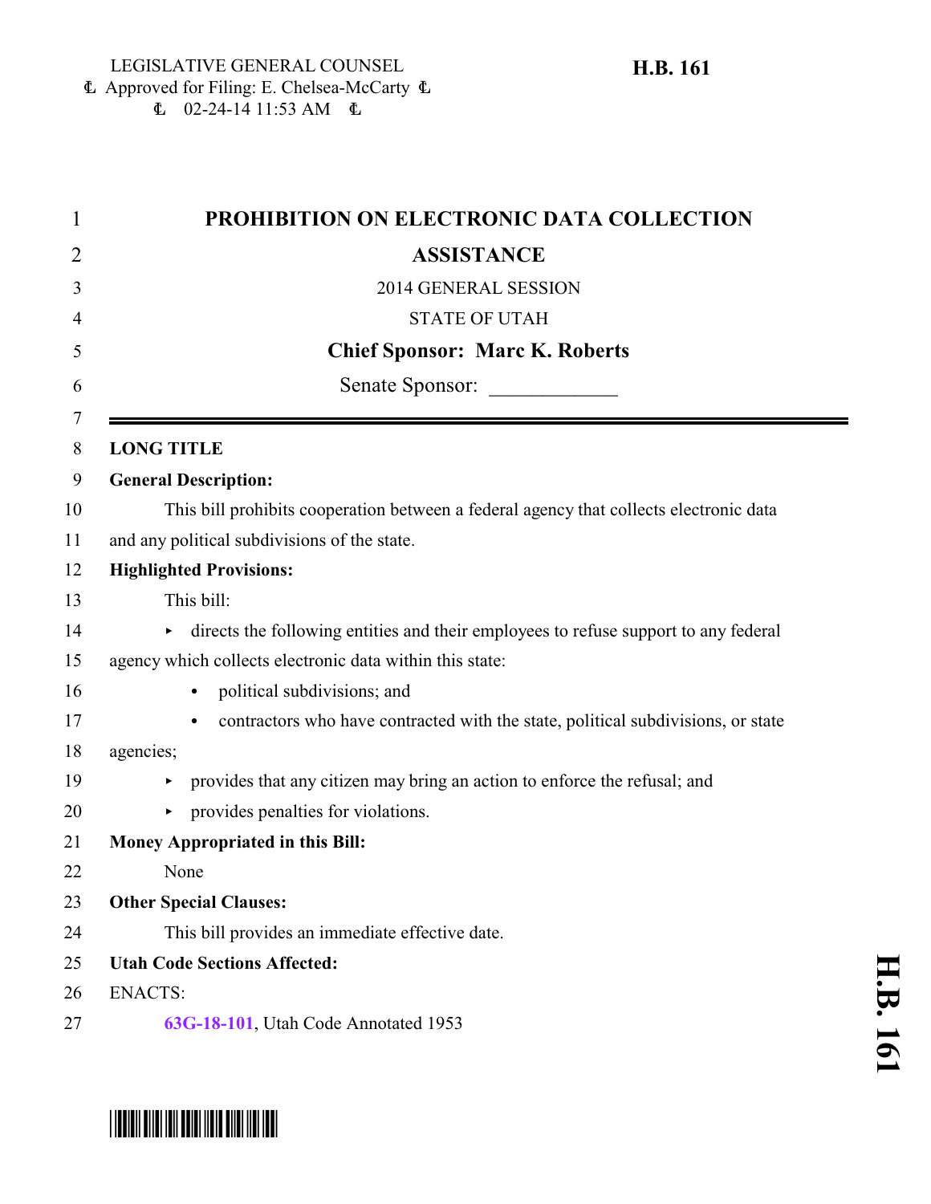LEGISLATIVE GENERAL COUNSEL
Approved for Filing: E. Chelsea-McCarty
02-24-14 11:53 AM

**H.B. 161**

# PROHIBITION ON ELECTRONIC DATA COLLECTION ASSISTANCE

2014 GENERAL SESSION

STATE OF UTAH

**Chief Sponsor: Marc K. Roberts**

Senate Sponsor: ____________

**LONG TITLE**

**General Description:**

This bill prohibits cooperation between a federal agency that collects electronic data and any political subdivisions of the state.

**Highlighted Provisions:**

This bill:

- directs the following entities and their employees to refuse support to any federal agency which collects electronic data within this state:
  - political subdivisions; and
  - contractors who have contracted with the state, political subdivisions, or state agencies;
- provides that any citizen may bring an action to enforce the refusal; and
- provides penalties for violations.

**Money Appropriated in this Bill:**

None

**Other Special Clauses:**

This bill provides an immediate effective date.

**Utah Code Sections Affected:**

ENACTS:

63G-18-101, Utah Code Annotated 1953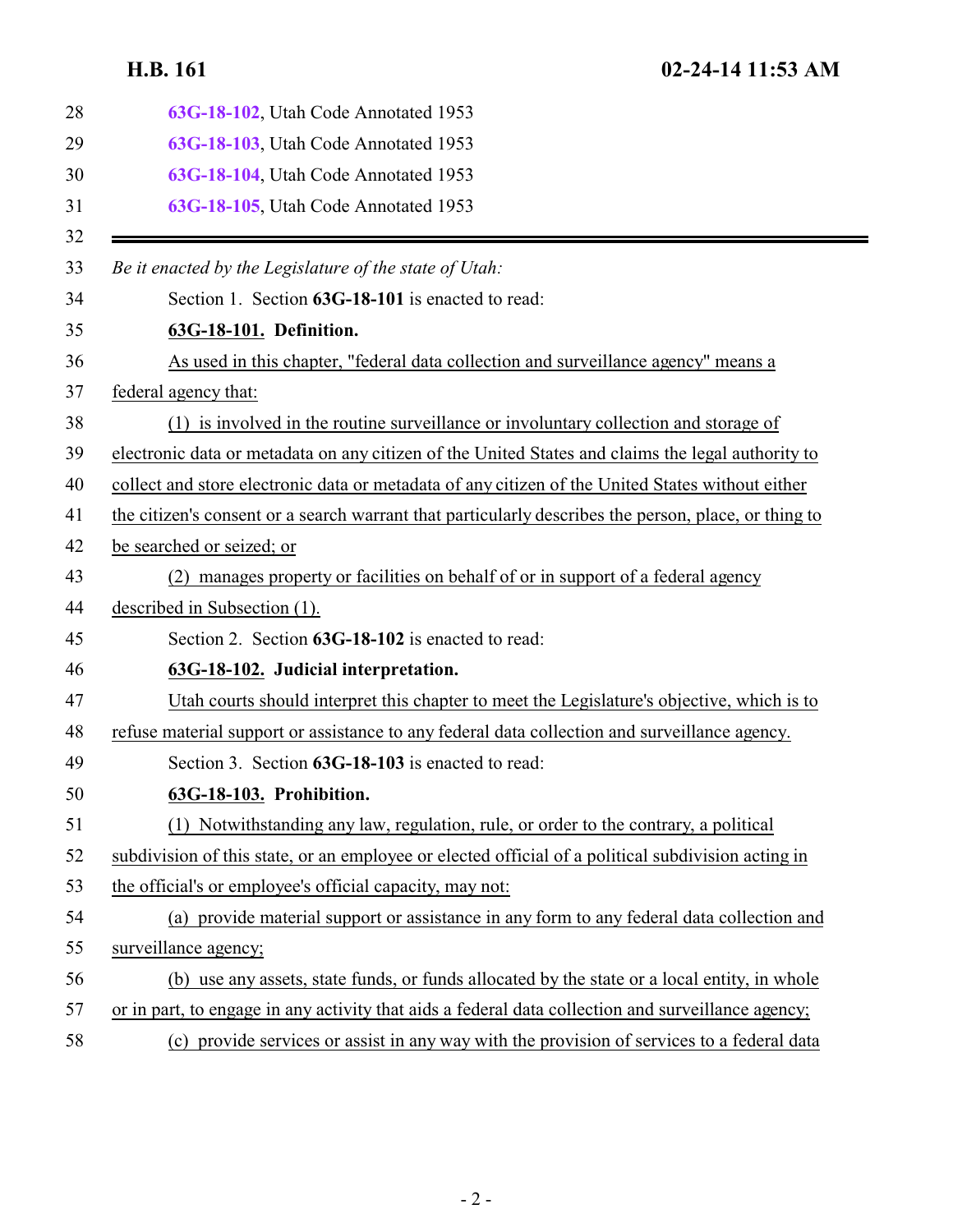63G-18-102, Utah Code Annotated 1953

63G-18-103, Utah Code Annotated 1953

63G-18-104, Utah Code Annotated 1953

63G-18-105, Utah Code Annotated 1953

---

*Be it enacted by the Legislature of the state of Utah:*

Section 1. Section **63G-18-101** is enacted to read:

**63G-18-101. Definition.**

As used in this chapter, "federal data collection and surveillance agency" means a federal agency that:

(1) is involved in the routine surveillance or involuntary collection and storage of electronic data or metadata on any citizen of the United States and claims the legal authority to collect and store electronic data or metadata of any citizen of the United States without either the citizen's consent or a search warrant that particularly describes the person, place, or thing to be searched or seized; or

(2) manages property or facilities on behalf of or in support of a federal agency described in Subsection (1).

Section 2. Section **63G-18-102** is enacted to read:

**63G-18-102. Judicial interpretation.**

Utah courts should interpret this chapter to meet the Legislature's objective, which is to refuse material support or assistance to any federal data collection and surveillance agency.

Section 3. Section **63G-18-103** is enacted to read:

**63G-18-103. Prohibition.**

(1) Notwithstanding any law, regulation, rule, or order to the contrary, a political subdivision of this state, or an employee or elected official of a political subdivision acting in the official's or employee's official capacity, may not:

(a) provide material support or assistance in any form to any federal data collection and surveillance agency;

(b) use any assets, state funds, or funds allocated by the state or a local entity, in whole or in part, to engage in any activity that aids a federal data collection and surveillance agency;

(c) provide services or assist in any way with the provision of services to a federal data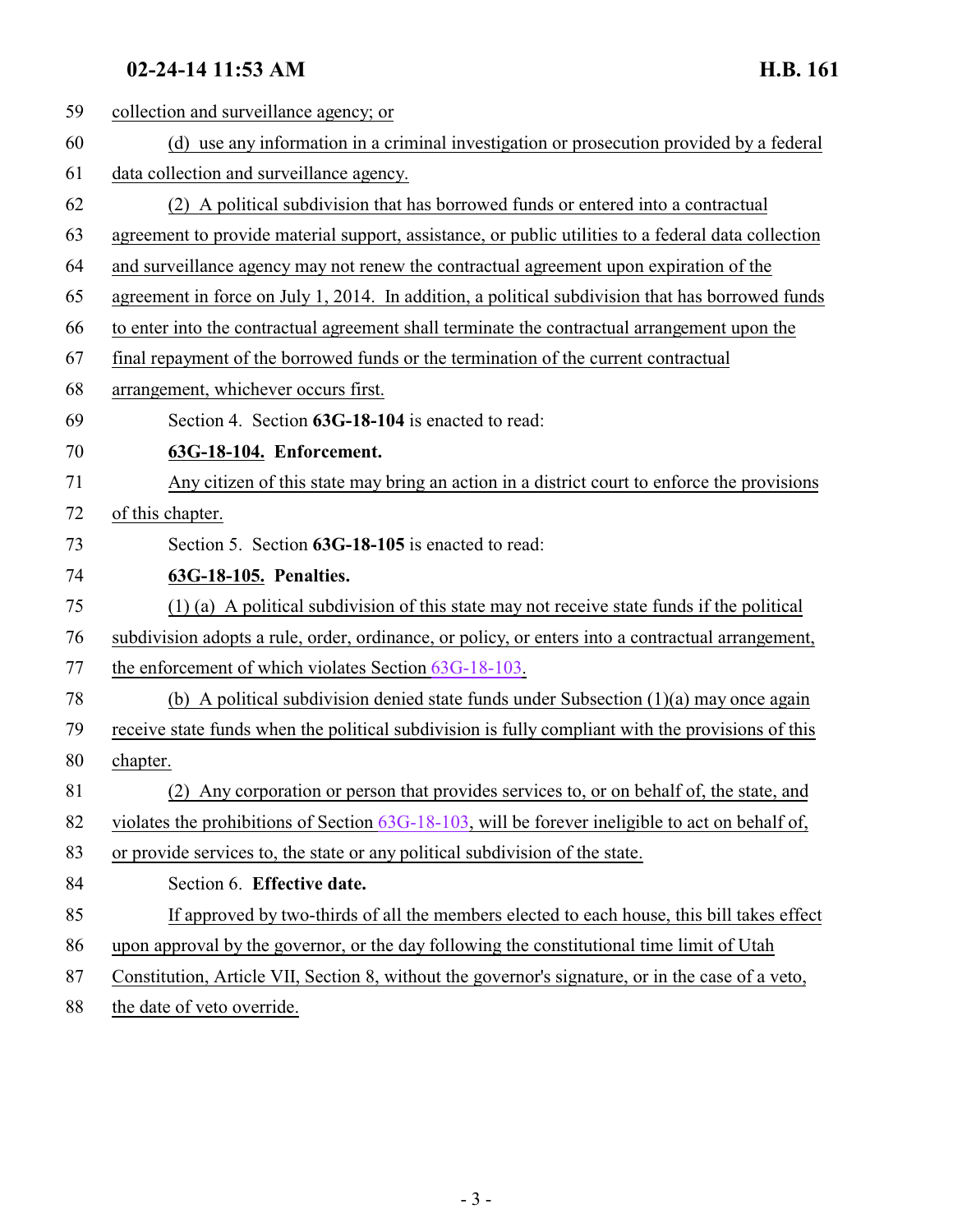collection and surveillance agency; or

(d) use any information in a criminal investigation or prosecution provided by a federal data collection and surveillance agency.

(2) A political subdivision that has borrowed funds or entered into a contractual agreement to provide material support, assistance, or public utilities to a federal data collection and surveillance agency may not renew the contractual agreement upon expiration of the agreement in force on July 1, 2014. In addition, a political subdivision that has borrowed funds to enter into the contractual agreement shall terminate the contractual arrangement upon the final repayment of the borrowed funds or the termination of the current contractual arrangement, whichever occurs first.

Section 4. Section **63G-18-104** is enacted to read:

**63G-18-104. Enforcement.**

Any citizen of this state may bring an action in a district court to enforce the provisions of this chapter.

Section 5. Section **63G-18-105** is enacted to read:

**63G-18-105. Penalties.**

(1) (a) A political subdivision of this state may not receive state funds if the political subdivision adopts a rule, order, ordinance, or policy, or enters into a contractual arrangement, the enforcement of which violates Section 63G-18-103.

(b) A political subdivision denied state funds under Subsection (1)(a) may once again receive state funds when the political subdivision is fully compliant with the provisions of this chapter.

(2) Any corporation or person that provides services to, or on behalf of, the state, and violates the prohibitions of Section 63G-18-103, will be forever ineligible to act on behalf of, or provide services to, the state or any political subdivision of the state.

Section 6. **Effective date.**

If approved by two-thirds of all the members elected to each house, this bill takes effect upon approval by the governor, or the day following the constitutional time limit of Utah Constitution, Article VII, Section 8, without the governor's signature, or in the case of a veto, the date of veto override.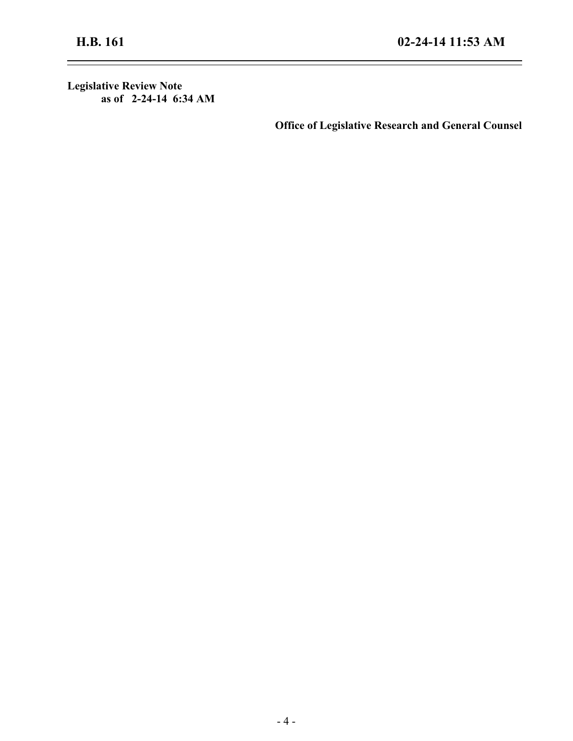**Legislative Review Note**
**as of 2-24-14 6:34 AM**

**Office of Legislative Research and General Counsel**